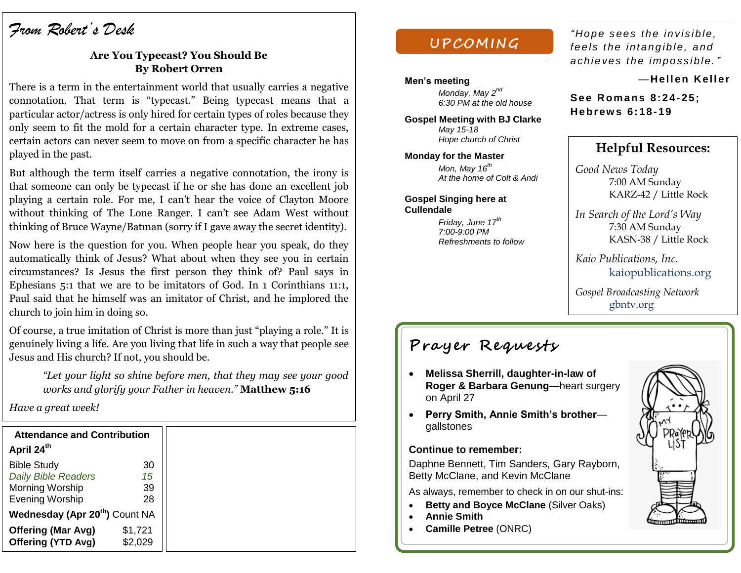## From Robert's Desk

**Are You Typecast? You Should Be**
**By Robert Orren**

There is a term in the entertainment world that usually carries a negative connotation. That term is "typecast." Being typecast means that a particular actor/actress is only hired for certain types of roles because they only seem to fit the mold for a certain character type. In extreme cases, certain actors can never seem to move on from a specific character he has played in the past.

But although the term itself carries a negative connotation, the irony is that someone can only be typecast if he or she has done an excellent job playing a certain role. For me, I can't hear the voice of Clayton Moore without thinking of The Lone Ranger. I can't see Adam West without thinking of Bruce Wayne/Batman (sorry if I gave away the secret identity).

Now here is the question for you. When people hear you speak, do they automatically think of Jesus? What about when they see you in certain circumstances? Is Jesus the first person they think of? Paul says in Ephesians 5:1 that we are to be imitators of God. In 1 Corinthians 11:1, Paul said that he himself was an imitator of Christ, and he implored the church to join him in doing so.

Of course, a true imitation of Christ is more than just "playing a role." It is genuinely living a life. Are you living that life in such a way that people see Jesus and His church? If not, you should be.

> *"Let your light so shine before men, that they may see your good works and glorify your Father in heaven."* **Matthew 5:16**

*Have a great week!*

**Attendance and Contribution**

**April 24th**

| | |
|---|---|
| Bible Study | 30 |
| *Daily Bible Readers* | *15* |
| Morning Worship | 39 |
| Evening Worship | 28 |
| **Wednesday (Apr 20th)** Count NA | |
| **Offering (Mar Avg)** | $1,721 |
| **Offering (YTD Avg)** | $2,029 |

## UPCOMING

**Men's meeting**
*Monday, May 2nd*
*6:30 PM at the old house*

**Gospel Meeting with BJ Clarke**
*May 15-18*
*Hope church of Christ*

**Monday for the Master**
*Mon, May 16th*
*At the home of Colt & Andi*

**Gospel Singing here at Cullendale**
*Friday, June 17th*
*7:00-9:00 PM*
*Refreshments to follow*

*"Hope sees the invisible, feels the intangible, and achieves the impossible."*

—**Hellen Keller**

**See Romans 8:24-25; Hebrews 6:18-19**

## Helpful Resources:

*Good News Today*
7:00 AM Sunday
KARZ-42 / Little Rock

*In Search of the Lord's Way*
7:30 AM Sunday
KASN-38 / Little Rock

*Kaio Publications, Inc.*
kaiopublications.org

*Gospel Broadcasting Network*
gbntv.org

## Prayer Requests

- **Melissa Sherrill, daughter-in-law of Roger & Barbara Genung**—heart surgery on April 27
- **Perry Smith, Annie Smith's brother**—gallstones

**Continue to remember:**

Daphne Bennett, Tim Sanders, Gary Rayborn, Betty McClane, and Kevin McClane

As always, remember to check in on our shut-ins:

- **Betty and Boyce McClane** (Silver Oaks)
- **Annie Smith**
- **Camille Petree** (ONRC)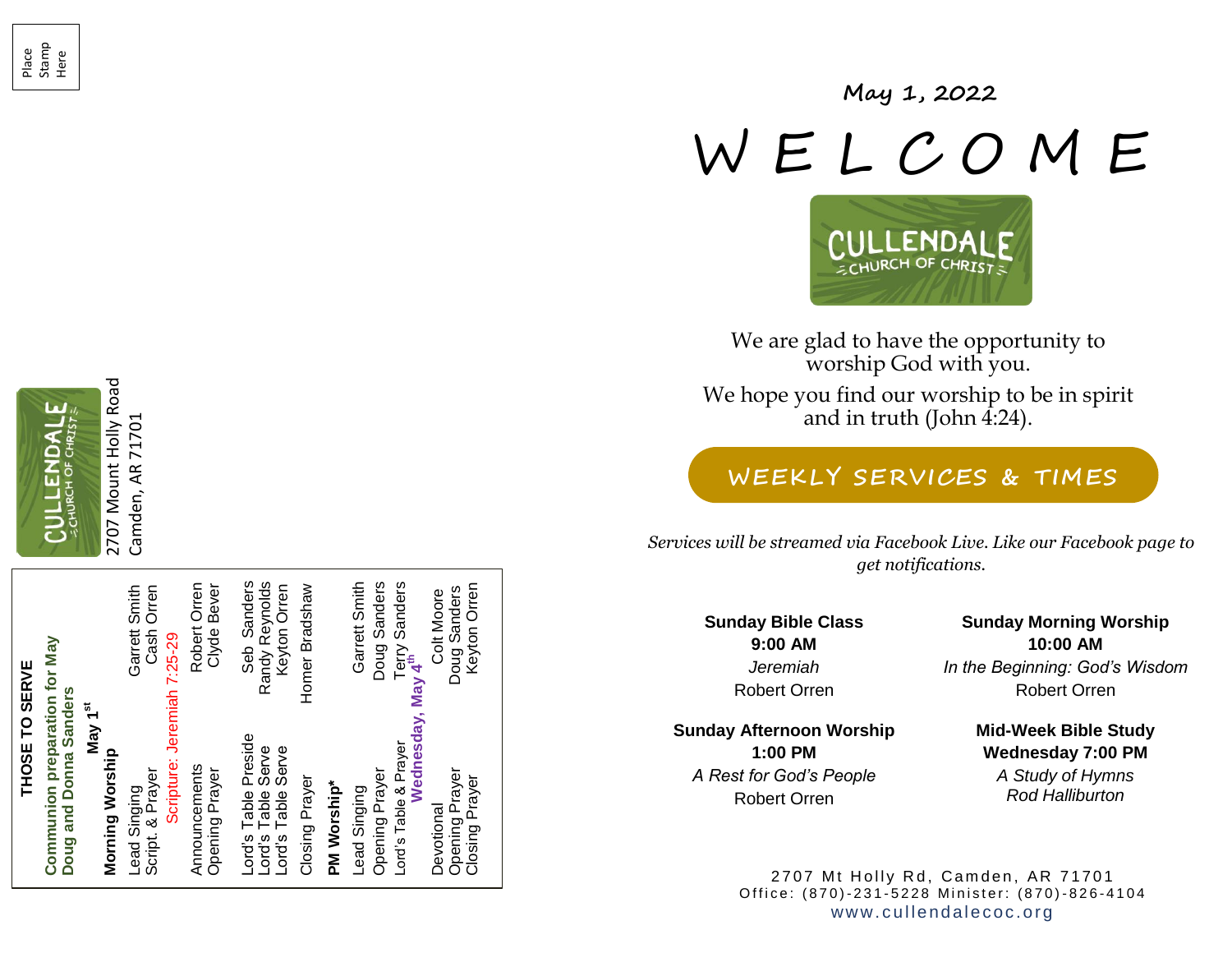Place Stamp Here

2707 Mount Holly Road
Camden, AR 71701

## THOSE TO SERVE

**Communion preparation for May**
**Doug and Donna Sanders**

### May 1st

**Morning Worship**

| | |
|---|---|
| Lead Singing | Garrett Smith |
| Script. & Prayer | Cash Orren |

Scripture: Jeremiah 7:25-29

| | |
|---|---|
| Announcements | Robert Orren |
| Opening Prayer | Clyde Bever |
| Lord's Table Preside | Seb Sanders |
| Lord's Table Serve | Randy Reynolds |
| Lord's Table Serve | Keyton Orren |
| Closing Prayer | Homer Bradshaw |

**PM Worship***

| | |
|---|---|
| Lead Singing | Garrett Smith |
| Opening Prayer | Doug Sanders |
| Lord's Table & Prayer | Terry Sanders |

**Wednesday, May 4th**

| | |
|---|---|
| Devotional | Colt Moore |
| Opening Prayer | Doug Sanders |
| Closing Prayer | Keyton Orren |

May 1, 2022

# WELCOME

CULLENDALE CHURCH OF CHRIST

We are glad to have the opportunity to worship God with you.

We hope you find our worship to be in spirit and in truth (John 4:24).

## WEEKLY SERVICES & TIMES

*Services will be streamed via Facebook Live. Like our Facebook page to get notifications.*

**Sunday Bible Class**
**9:00 AM**
*Jeremiah*
Robert Orren

**Sunday Morning Worship**
**10:00 AM**
*In the Beginning: God's Wisdom*
Robert Orren

**Sunday Afternoon Worship**
**1:00 PM**
*A Rest for God's People*
Robert Orren

**Mid-Week Bible Study**
**Wednesday 7:00 PM**
*A Study of Hymns*
*Rod Halliburton*

2707 Mt Holly Rd, Camden, AR 71701
Office: (870)-231-5228 Minister: (870)-826-4104
www.cullendalecoc.org